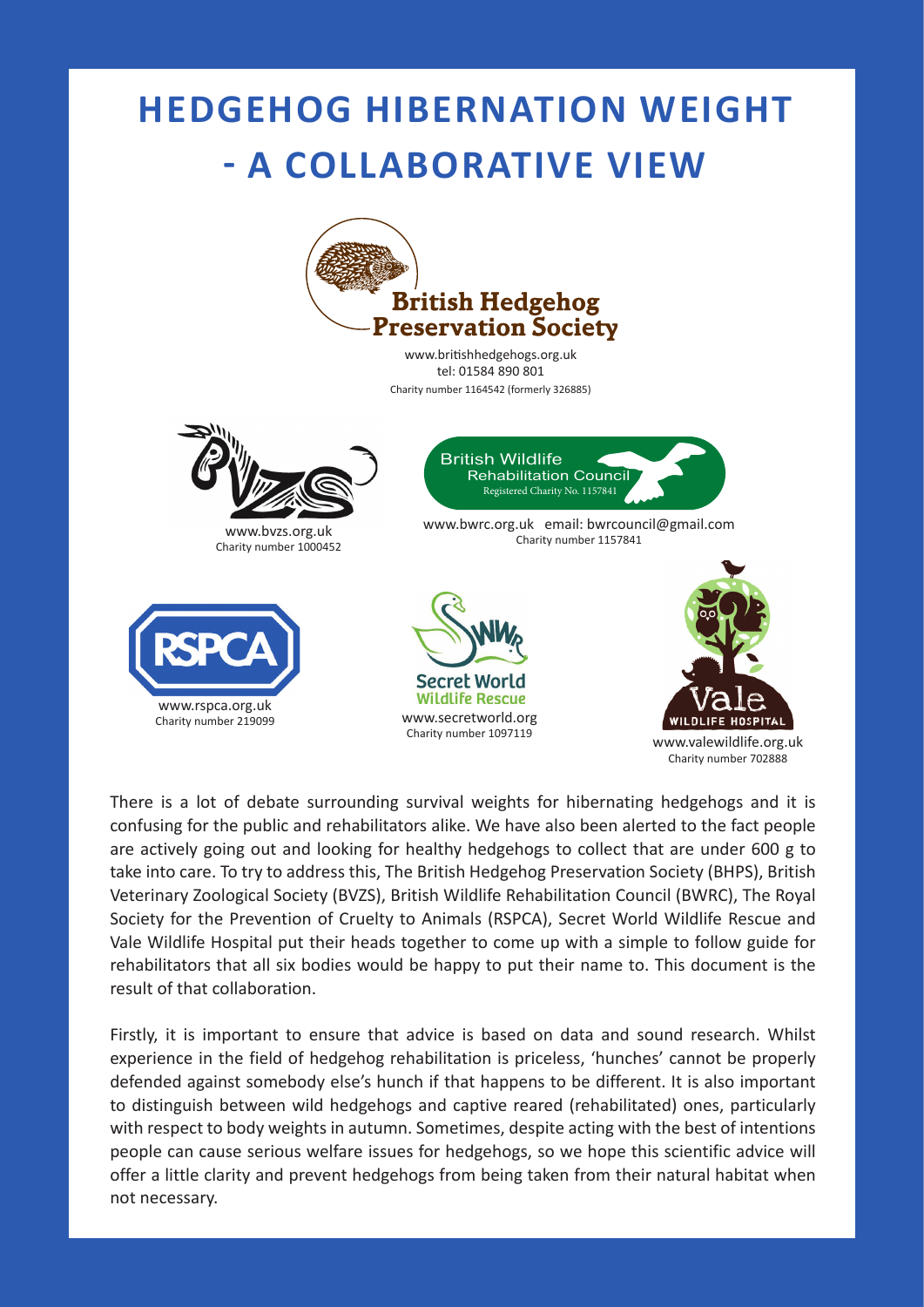# HEDGEHOG HIBERNATION WEIGHT - A COLLABORATIVE VIEW

**British Hedgehog Preservation Society**
www.britishhedgehogs.org.uk
tel: 01584 890 801
Charity number 1164542 (formerly 326885)

BVZS
www.bvzs.org.uk
Charity number 1000452

British Wildlife Rehabilitation Council
Registered Charity No. 1157841
www.bwrc.org.uk email: bwrcouncil@gmail.com
Charity number 1157841

RSPCA
www.rspca.org.uk
Charity number 219099

Secret World Wildlife Rescue
www.secretworld.org
Charity number 1097119

Vale Wildlife Hospital
www.valewildlife.org.uk
Charity number 702888

There is a lot of debate surrounding survival weights for hibernating hedgehogs and it is confusing for the public and rehabilitators alike. We have also been alerted to the fact people are actively going out and looking for healthy hedgehogs to collect that are under 600 g to take into care. To try to address this, The British Hedgehog Preservation Society (BHPS), British Veterinary Zoological Society (BVZS), British Wildlife Rehabilitation Council (BWRC), The Royal Society for the Prevention of Cruelty to Animals (RSPCA), Secret World Wildlife Rescue and Vale Wildlife Hospital put their heads together to come up with a simple to follow guide for rehabilitators that all six bodies would be happy to put their name to. This document is the result of that collaboration.

Firstly, it is important to ensure that advice is based on data and sound research. Whilst experience in the field of hedgehog rehabilitation is priceless, 'hunches' cannot be properly defended against somebody else's hunch if that happens to be different. It is also important to distinguish between wild hedgehogs and captive reared (rehabilitated) ones, particularly with respect to body weights in autumn. Sometimes, despite acting with the best of intentions people can cause serious welfare issues for hedgehogs, so we hope this scientific advice will offer a little clarity and prevent hedgehogs from being taken from their natural habitat when not necessary.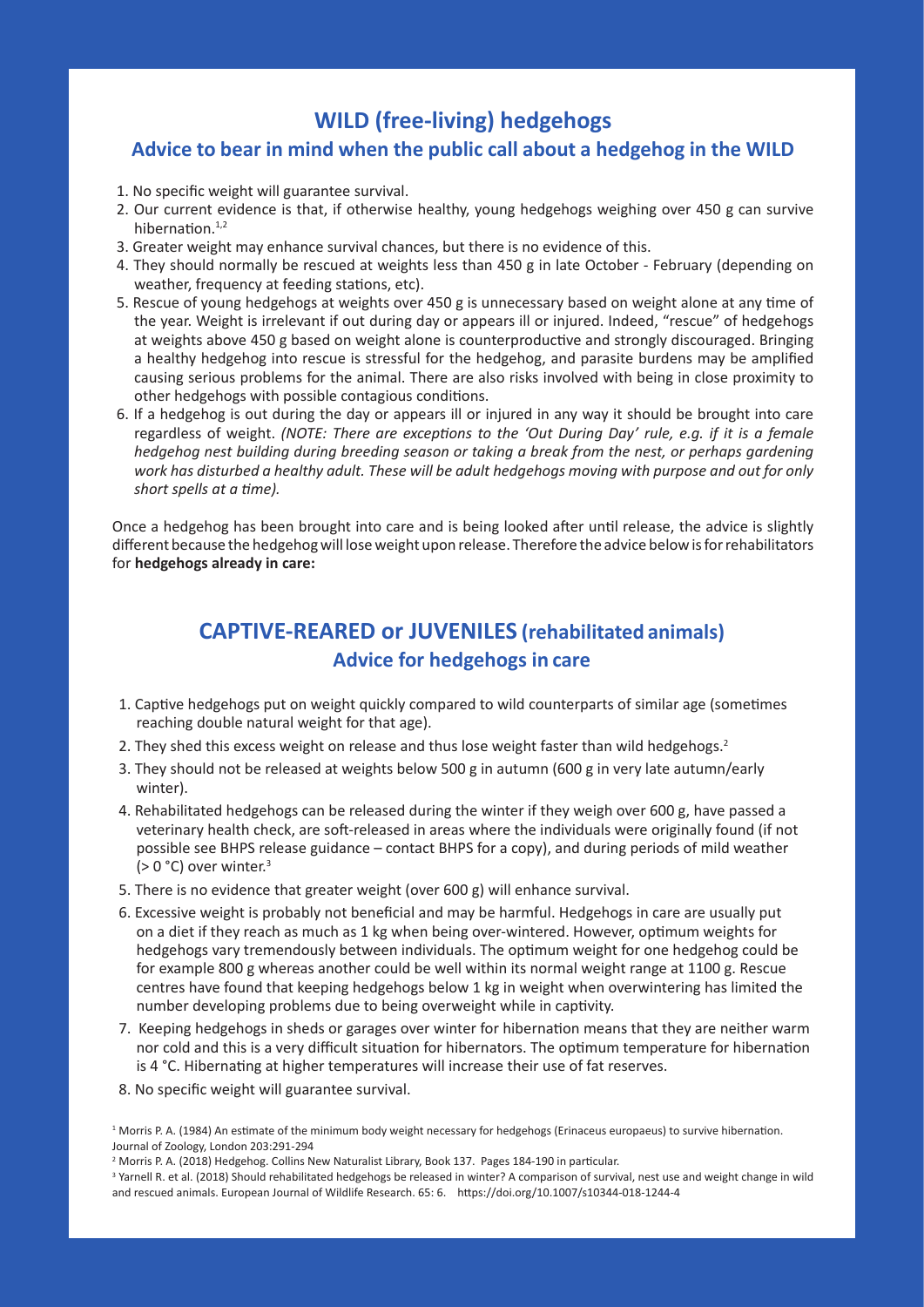## WILD (free-living) hedgehogs

### Advice to bear in mind when the public call about a hedgehog in the WILD

1. No specific weight will guarantee survival.
2. Our current evidence is that, if otherwise healthy, young hedgehogs weighing over 450 g can survive hibernation.[1,2]
3. Greater weight may enhance survival chances, but there is no evidence of this.
4. They should normally be rescued at weights less than 450 g in late October - February (depending on weather, frequency at feeding stations, etc).
5. Rescue of young hedgehogs at weights over 450 g is unnecessary based on weight alone at any time of the year. Weight is irrelevant if out during day or appears ill or injured. Indeed, "rescue" of hedgehogs at weights above 450 g based on weight alone is counterproductive and strongly discouraged. Bringing a healthy hedgehog into rescue is stressful for the hedgehog, and parasite burdens may be amplified causing serious problems for the animal. There are also risks involved with being in close proximity to other hedgehogs with possible contagious conditions.
6. If a hedgehog is out during the day or appears ill or injured in any way it should be brought into care regardless of weight. *(NOTE: There are exceptions to the 'Out During Day' rule, e.g. if it is a female hedgehog nest building during breeding season or taking a break from the nest, or perhaps gardening work has disturbed a healthy adult. These will be adult hedgehogs moving with purpose and out for only short spells at a time).*

Once a hedgehog has been brought into care and is being looked after until release, the advice is slightly different because the hedgehog will lose weight upon release. Therefore the advice below is for rehabilitators for **hedgehogs already in care:**

## CAPTIVE-REARED or JUVENILES (rehabilitated animals)

### Advice for hedgehogs in care

1. Captive hedgehogs put on weight quickly compared to wild counterparts of similar age (sometimes reaching double natural weight for that age).
2. They shed this excess weight on release and thus lose weight faster than wild hedgehogs.[2]
3. They should not be released at weights below 500 g in autumn (600 g in very late autumn/early winter).
4. Rehabilitated hedgehogs can be released during the winter if they weigh over 600 g, have passed a veterinary health check, are soft-released in areas where the individuals were originally found (if not possible see BHPS release guidance – contact BHPS for a copy), and during periods of mild weather (> 0 °C) over winter.[3]
5. There is no evidence that greater weight (over 600 g) will enhance survival.
6. Excessive weight is probably not beneficial and may be harmful. Hedgehogs in care are usually put on a diet if they reach as much as 1 kg when being over-wintered. However, optimum weights for hedgehogs vary tremendously between individuals. The optimum weight for one hedgehog could be for example 800 g whereas another could be well within its normal weight range at 1100 g. Rescue centres have found that keeping hedgehogs below 1 kg in weight when overwintering has limited the number developing problems due to being overweight while in captivity.
7. Keeping hedgehogs in sheds or garages over winter for hibernation means that they are neither warm nor cold and this is a very difficult situation for hibernators. The optimum temperature for hibernation is 4 °C. Hibernating at higher temperatures will increase their use of fat reserves.
8. No specific weight will guarantee survival.

[1] Morris P. A. (1984) An estimate of the minimum body weight necessary for hedgehogs (Erinaceus europaeus) to survive hibernation. Journal of Zoology, London 203:291-294

[2] Morris P. A. (2018) Hedgehog. Collins New Naturalist Library, Book 137. Pages 184-190 in particular.

[3] Yarnell R. et al. (2018) Should rehabilitated hedgehogs be released in winter? A comparison of survival, nest use and weight change in wild and rescued animals. European Journal of Wildlife Research. 65: 6. https://doi.org/10.1007/s10344-018-1244-4